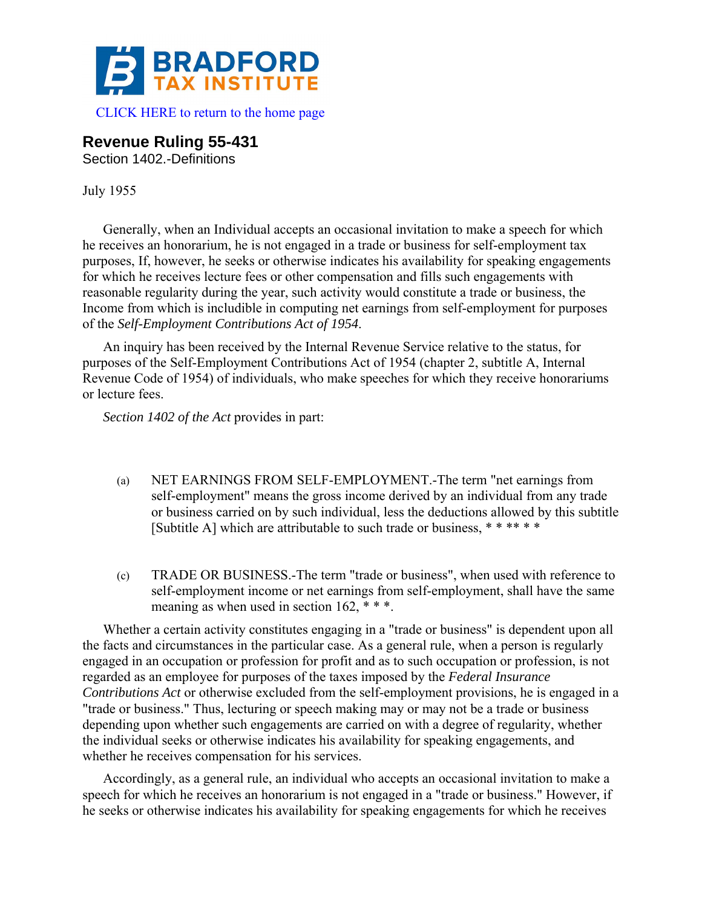BRADFORD TAX INSTITUTE

CLICK HERE to return to the home page

# Revenue Ruling 55-431

Section 1402.-Definitions

July 1955

Generally, when an Individual accepts an occasional invitation to make a speech for which he receives an honorarium, he is not engaged in a trade or business for self-employment tax purposes, If, however, he seeks or otherwise indicates his availability for speaking engagements for which he receives lecture fees or other compensation and fills such engagements with reasonable regularity during the year, such activity would constitute a trade or business, the Income from which is includible in computing net earnings from self-employment for purposes of the *Self-Employment Contributions Act of 1954*.

An inquiry has been received by the Internal Revenue Service relative to the status, for purposes of the Self-Employment Contributions Act of 1954 (chapter 2, subtitle A, Internal Revenue Code of 1954) of individuals, who make speeches for which they receive honorariums or lecture fees.

*Section 1402 of the Act* provides in part:

(a) NET EARNINGS FROM SELF-EMPLOYMENT.-The term "net earnings from self-employment" means the gross income derived by an individual from any trade or business carried on by such individual, less the deductions allowed by this subtitle [Subtitle A] which are attributable to such trade or business, * * ** * *

(c) TRADE OR BUSINESS.-The term "trade or business", when used with reference to self-employment income or net earnings from self-employment, shall have the same meaning as when used in section 162, * * *.

Whether a certain activity constitutes engaging in a "trade or business" is dependent upon all the facts and circumstances in the particular case. As a general rule, when a person is regularly engaged in an occupation or profession for profit and as to such occupation or profession, is not regarded as an employee for purposes of the taxes imposed by the *Federal Insurance Contributions Act* or otherwise excluded from the self-employment provisions, he is engaged in a "trade or business." Thus, lecturing or speech making may or may not be a trade or business depending upon whether such engagements are carried on with a degree of regularity, whether the individual seeks or otherwise indicates his availability for speaking engagements, and whether he receives compensation for his services.

Accordingly, as a general rule, an individual who accepts an occasional invitation to make a speech for which he receives an honorarium is not engaged in a "trade or business." However, if he seeks or otherwise indicates his availability for speaking engagements for which he receives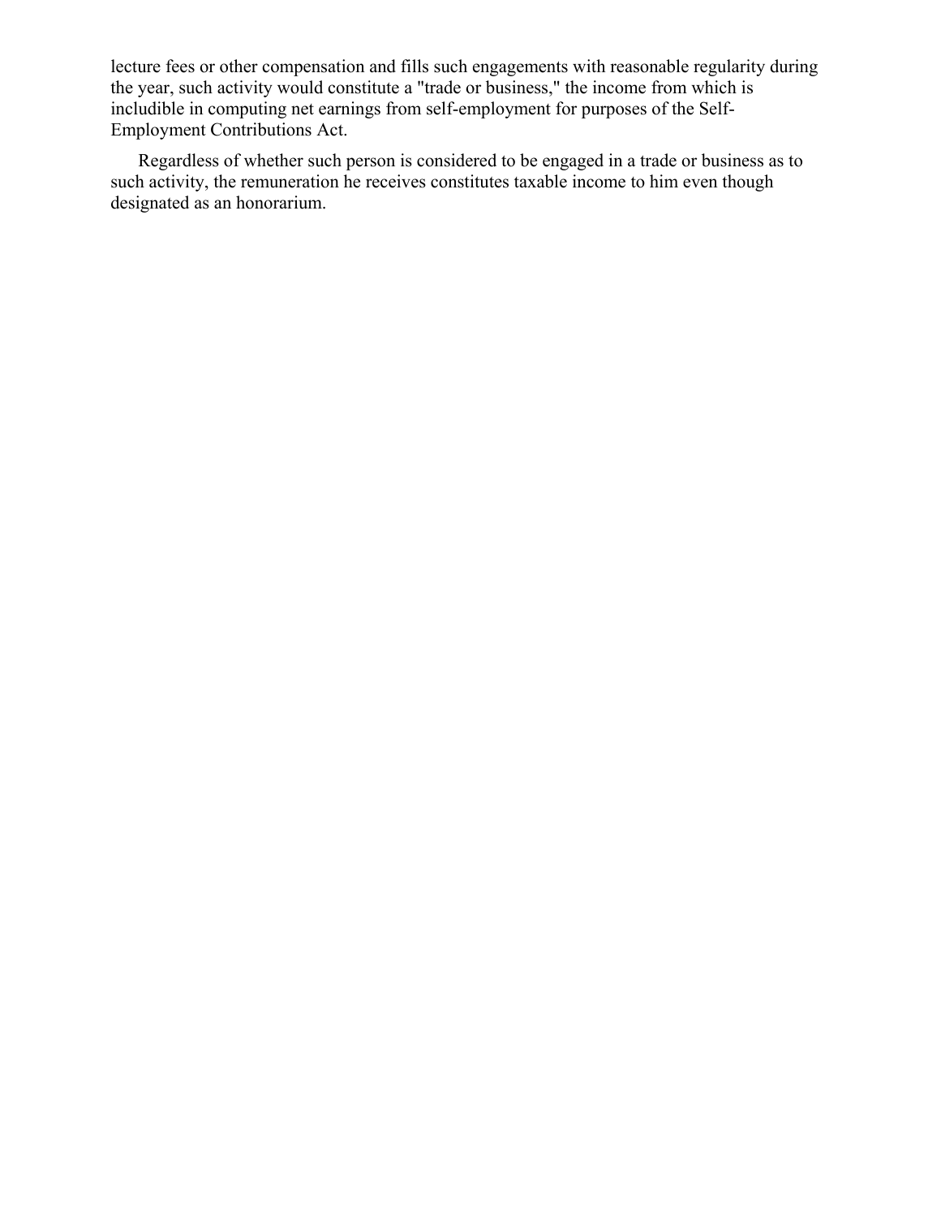lecture fees or other compensation and fills such engagements with reasonable regularity during the year, such activity would constitute a "trade or business," the income from which is includible in computing net earnings from self-employment for purposes of the Self-Employment Contributions Act.

Regardless of whether such person is considered to be engaged in a trade or business as to such activity, the remuneration he receives constitutes taxable income to him even though designated as an honorarium.